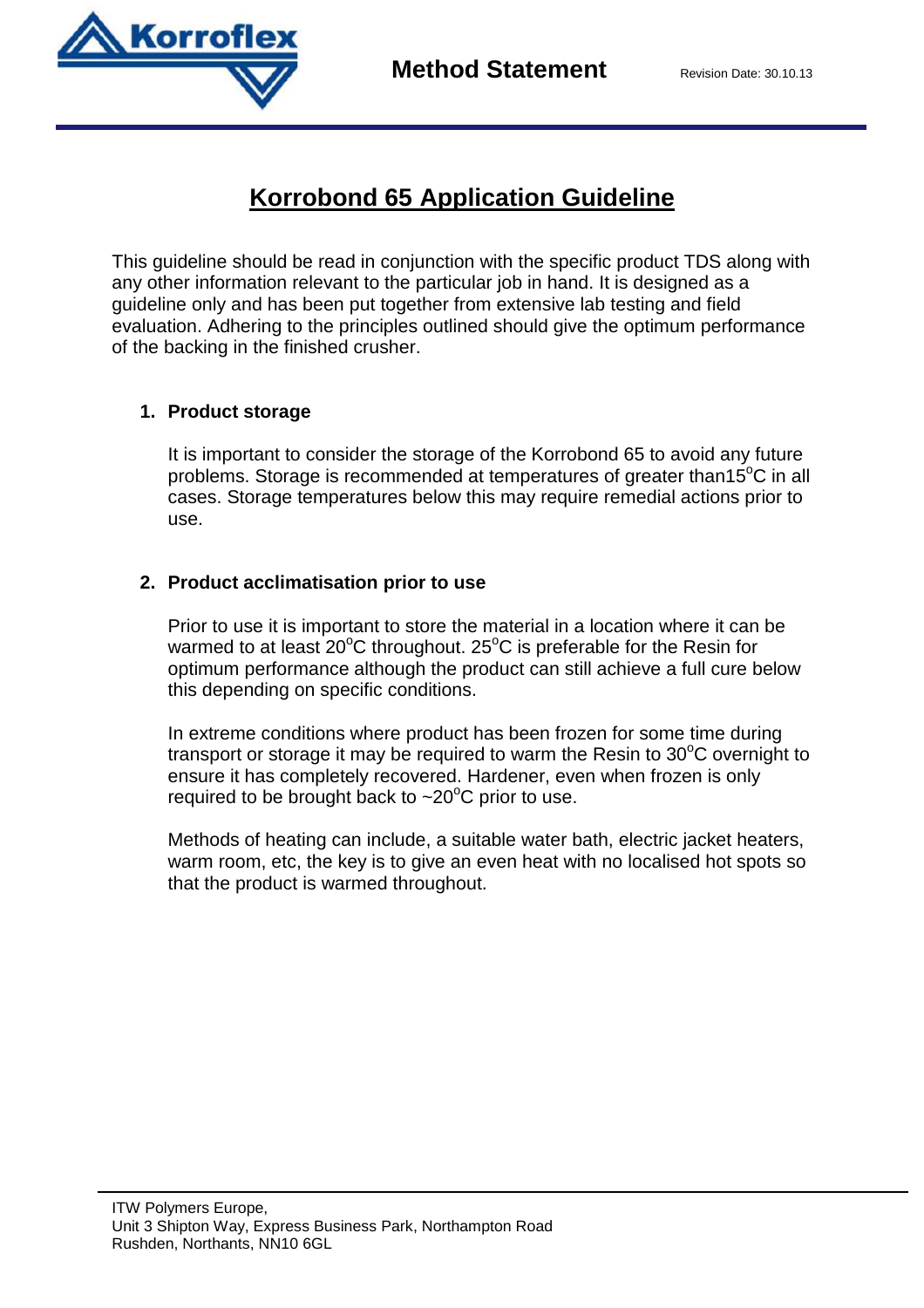# Korrobond 65 Application Guideline

This guideline should be read in conjunction with the specific product TDS along with any other information relevant to the particular job in hand. It is designed as a guideline only and has been put together from extensive lab testing and field evaluation. Adhering to the principles outlined should give the optimum performance of the backing in the finished crusher.

1. **Product storage**

   It is important to consider the storage of the Korrobond 65 to avoid any future problems. Storage is recommended at temperatures of greater than15$^{o}$C in all cases. Storage temperatures below this may require remedial actions prior to use.

2. **Product acclimatisation prior to use**

   Prior to use it is important to store the material in a location where it can be warmed to at least 20$^{o}$C throughout. 25$^{o}$C is preferable for the Resin for optimum performance although the product can still achieve a full cure below this depending on specific conditions.

   In extreme conditions where product has been frozen for some time during transport or storage it may be required to warm the Resin to 30$^{o}$C overnight to ensure it has completely recovered. Hardener, even when frozen is only required to be brought back to ~20$^{o}$C prior to use.

   Methods of heating can include, a suitable water bath, electric jacket heaters, warm room, etc, the key is to give an even heat with no localised hot spots so that the product is warmed throughout.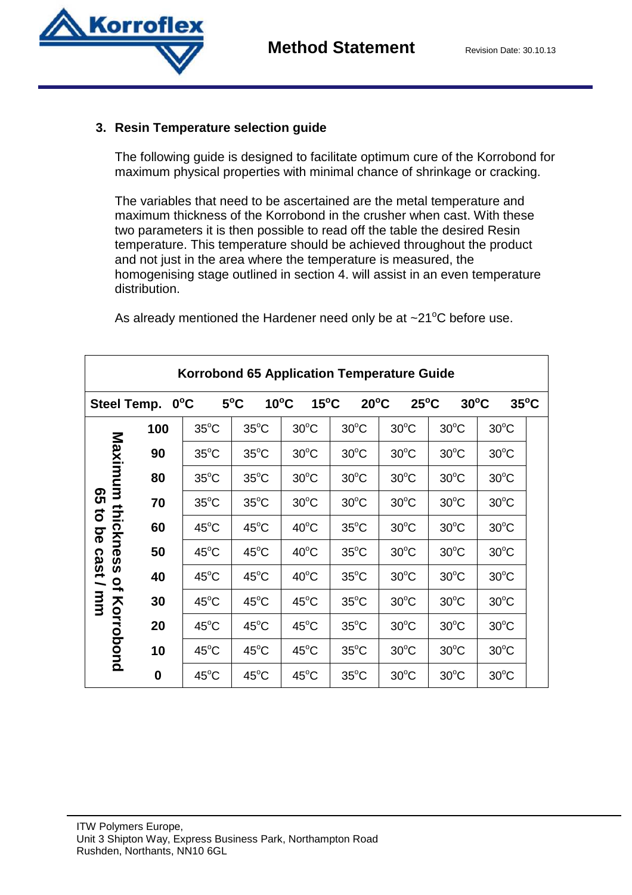3. **Resin Temperature selection guide**

The following guide is designed to facilitate optimum cure of the Korrobond for maximum physical properties with minimal chance of shrinkage or cracking.

The variables that need to be ascertained are the metal temperature and maximum thickness of the Korrobond in the crusher when cast. With these two parameters it is then possible to read off the table the desired Resin temperature. This temperature should be achieved throughout the product and not just in the area where the temperature is measured, the homogenising stage outlined in section 4. will assist in an even temperature distribution.

As already mentioned the Hardener need only be at ~21°C before use.

**Korrobond 65 Application Temperature Guide**

| Maximum thickness of Korrobond 65 to be cast / mm | Steel Temp. | 0°C | 5°C | 10°C | 15°C | 20°C | 25°C | 30°C | 35°C |
|---|---|---|---|---|---|---|---|---|---|
| | **100** | 35°C | 35°C | 30°C | 30°C | 30°C | 30°C | 30°C | |
| | **90** | 35°C | 35°C | 30°C | 30°C | 30°C | 30°C | 30°C | |
| | **80** | 35°C | 35°C | 30°C | 30°C | 30°C | 30°C | 30°C | |
| | **70** | 35°C | 35°C | 30°C | 30°C | 30°C | 30°C | 30°C | |
| | **60** | 45°C | 45°C | 40°C | 35°C | 30°C | 30°C | 30°C | |
| | **50** | 45°C | 45°C | 40°C | 35°C | 30°C | 30°C | 30°C | |
| | **40** | 45°C | 45°C | 40°C | 35°C | 30°C | 30°C | 30°C | |
| | **30** | 45°C | 45°C | 45°C | 35°C | 30°C | 30°C | 30°C | |
| | **20** | 45°C | 45°C | 45°C | 35°C | 30°C | 30°C | 30°C | |
| | **10** | 45°C | 45°C | 45°C | 35°C | 30°C | 30°C | 30°C | |
| | **0** | 45°C | 45°C | 45°C | 35°C | 30°C | 30°C | 30°C | |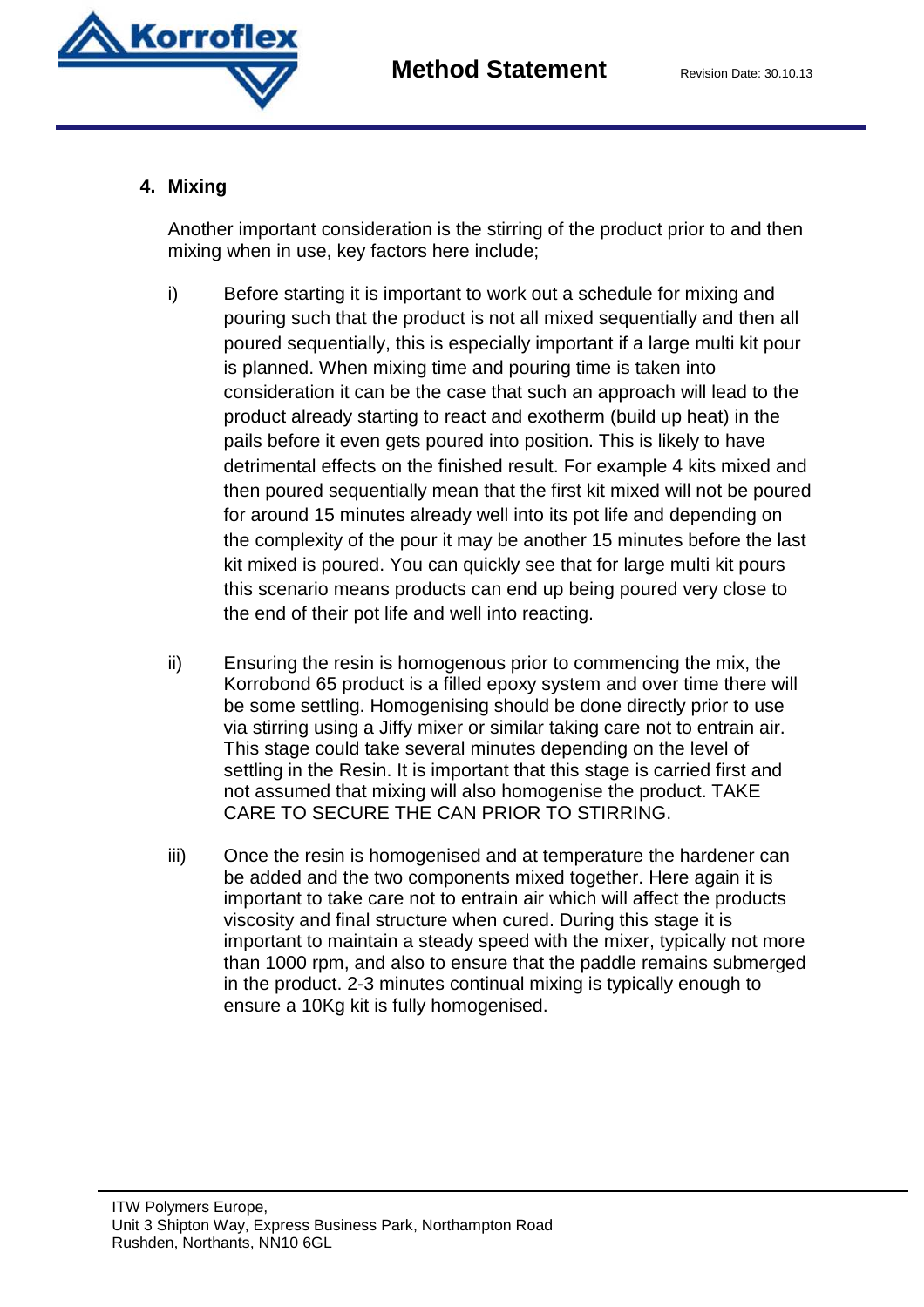## 4. Mixing

Another important consideration is the stirring of the product prior to and then mixing when in use, key factors here include;

i) Before starting it is important to work out a schedule for mixing and pouring such that the product is not all mixed sequentially and then all poured sequentially, this is especially important if a large multi kit pour is planned. When mixing time and pouring time is taken into consideration it can be the case that such an approach will lead to the product already starting to react and exotherm (build up heat) in the pails before it even gets poured into position. This is likely to have detrimental effects on the finished result. For example 4 kits mixed and then poured sequentially mean that the first kit mixed will not be poured for around 15 minutes already well into its pot life and depending on the complexity of the pour it may be another 15 minutes before the last kit mixed is poured. You can quickly see that for large multi kit pours this scenario means products can end up being poured very close to the end of their pot life and well into reacting.

ii) Ensuring the resin is homogenous prior to commencing the mix, the Korrobond 65 product is a filled epoxy system and over time there will be some settling. Homogenising should be done directly prior to use via stirring using a Jiffy mixer or similar taking care not to entrain air. This stage could take several minutes depending on the level of settling in the Resin. It is important that this stage is carried first and not assumed that mixing will also homogenise the product. TAKE CARE TO SECURE THE CAN PRIOR TO STIRRING.

iii) Once the resin is homogenised and at temperature the hardener can be added and the two components mixed together. Here again it is important to take care not to entrain air which will affect the products viscosity and final structure when cured. During this stage it is important to maintain a steady speed with the mixer, typically not more than 1000 rpm, and also to ensure that the paddle remains submerged in the product. 2-3 minutes continual mixing is typically enough to ensure a 10Kg kit is fully homogenised.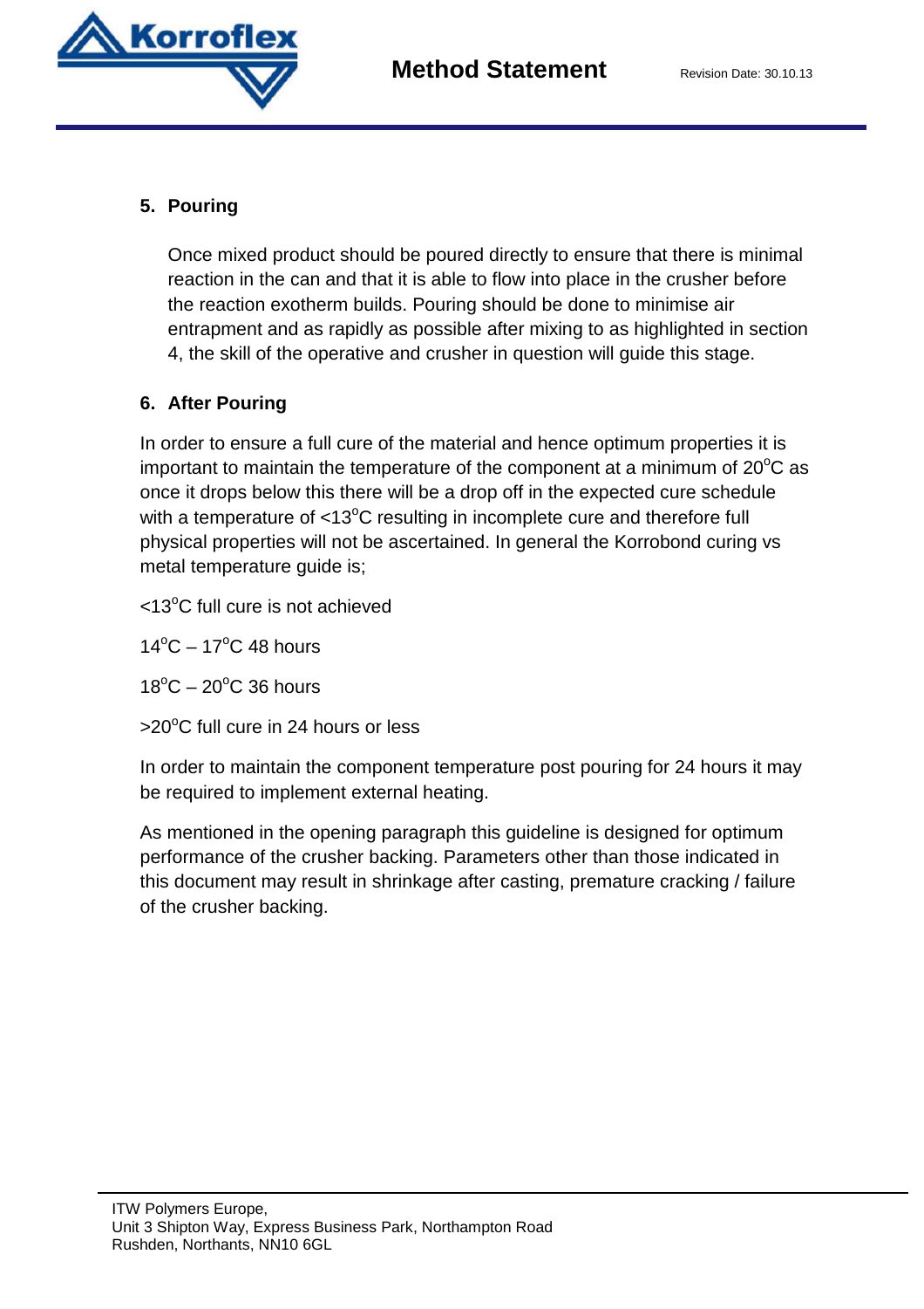## 5. Pouring

Once mixed product should be poured directly to ensure that there is minimal reaction in the can and that it is able to flow into place in the crusher before the reaction exotherm builds. Pouring should be done to minimise air entrapment and as rapidly as possible after mixing to as highlighted in section 4, the skill of the operative and crusher in question will guide this stage.

## 6. After Pouring

In order to ensure a full cure of the material and hence optimum properties it is important to maintain the temperature of the component at a minimum of 20°C as once it drops below this there will be a drop off in the expected cure schedule with a temperature of <13°C resulting in incomplete cure and therefore full physical properties will not be ascertained. In general the Korrobond curing vs metal temperature guide is;

<13°C full cure is not achieved

14°C – 17°C 48 hours

18°C – 20°C 36 hours

>20°C full cure in 24 hours or less

In order to maintain the component temperature post pouring for 24 hours it may be required to implement external heating.

As mentioned in the opening paragraph this guideline is designed for optimum performance of the crusher backing. Parameters other than those indicated in this document may result in shrinkage after casting, premature cracking / failure of the crusher backing.